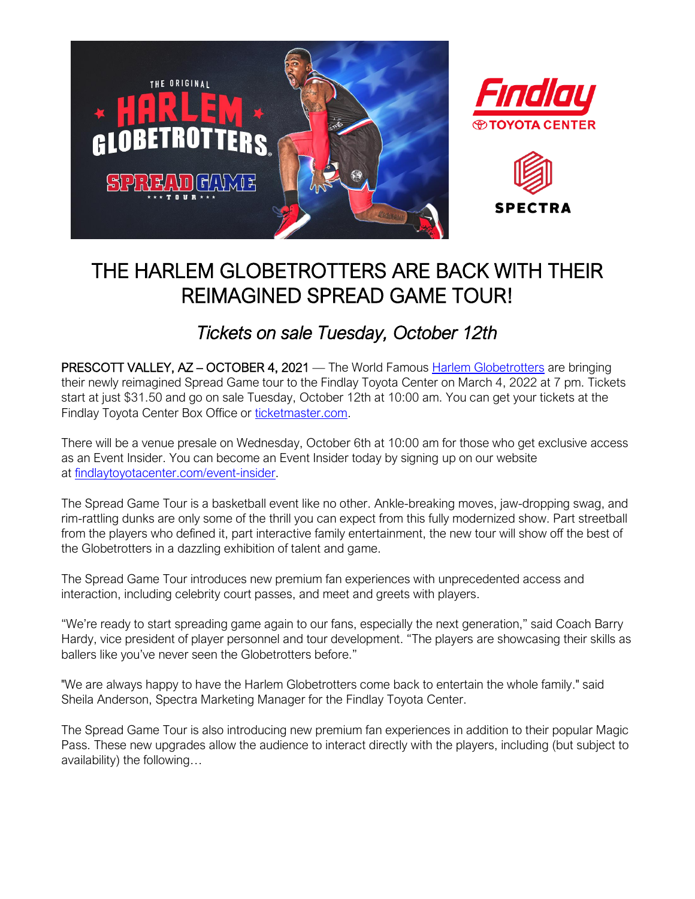# THE HARLEM GLOBETROTTERS ARE BACK WITH THEIR REIMAGINED SPREAD GAME TOUR!

## *Tickets on sale Tuesday, October 12th*

PRESCOTT VALLEY, AZ – OCTOBER 4, 2021 — The World Famous Harlem Globetrotters are bringing their newly reimagined Spread Game tour to the Findlay Toyota Center on March 4, 2022 at 7 pm. Tickets start at just $31.50 and go on sale Tuesday, October 12th at 10:00 am. You can get your tickets at the Findlay Toyota Center Box Office or ticketmaster.com.

There will be a venue presale on Wednesday, October 6th at 10:00 am for those who get exclusive access as an Event Insider. You can become an Event Insider today by signing up on our website at findlaytoyotacenter.com/event-insider.

The Spread Game Tour is a basketball event like no other. Ankle-breaking moves, jaw-dropping swag, and rim-rattling dunks are only some of the thrill you can expect from this fully modernized show. Part streetball from the players who defined it, part interactive family entertainment, the new tour will show off the best of the Globetrotters in a dazzling exhibition of talent and game.

The Spread Game Tour introduces new premium fan experiences with unprecedented access and interaction, including celebrity court passes, and meet and greets with players.

"We're ready to start spreading game again to our fans, especially the next generation," said Coach Barry Hardy, vice president of player personnel and tour development. "The players are showcasing their skills as ballers like you've never seen the Globetrotters before."

"We are always happy to have the Harlem Globetrotters come back to entertain the whole family." said Sheila Anderson, Spectra Marketing Manager for the Findlay Toyota Center.

The Spread Game Tour is also introducing new premium fan experiences in addition to their popular Magic Pass. These new upgrades allow the audience to interact directly with the players, including (but subject to availability) the following…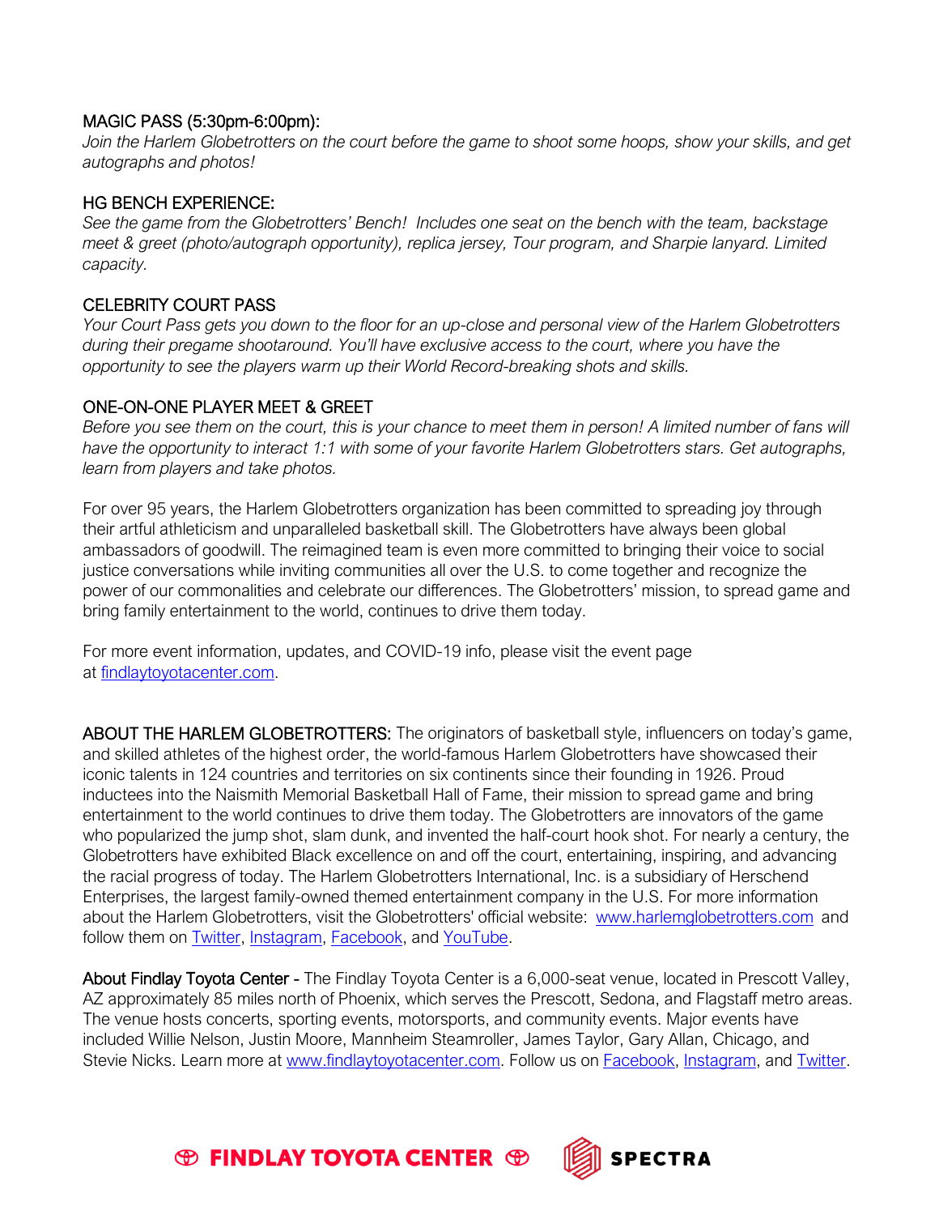### MAGIC PASS (5:30pm-6:00pm):

*Join the Harlem Globetrotters on the court before the game to shoot some hoops, show your skills, and get autographs and photos!*

### HG BENCH EXPERIENCE:

*See the game from the Globetrotters' Bench! Includes one seat on the bench with the team, backstage meet & greet (photo/autograph opportunity), replica jersey, Tour program, and Sharpie lanyard. Limited capacity.*

### CELEBRITY COURT PASS

*Your Court Pass gets you down to the floor for an up-close and personal view of the Harlem Globetrotters during their pregame shootaround. You'll have exclusive access to the court, where you have the opportunity to see the players warm up their World Record-breaking shots and skills.*

### ONE-ON-ONE PLAYER MEET & GREET

*Before you see them on the court, this is your chance to meet them in person! A limited number of fans will have the opportunity to interact 1:1 with some of your favorite Harlem Globetrotters stars. Get autographs, learn from players and take photos.*

For over 95 years, the Harlem Globetrotters organization has been committed to spreading joy through their artful athleticism and unparalleled basketball skill. The Globetrotters have always been global ambassadors of goodwill. The reimagined team is even more committed to bringing their voice to social justice conversations while inviting communities all over the U.S. to come together and recognize the power of our commonalities and celebrate our differences. The Globetrotters' mission, to spread game and bring family entertainment to the world, continues to drive them today.

For more event information, updates, and COVID-19 info, please visit the event page at [findlaytoyotacenter.com](findlaytoyotacenter.com).

**ABOUT THE HARLEM GLOBETROTTERS:** The originators of basketball style, influencers on today's game, and skilled athletes of the highest order, the world-famous Harlem Globetrotters have showcased their iconic talents in 124 countries and territories on six continents since their founding in 1926. Proud inductees into the Naismith Memorial Basketball Hall of Fame, their mission to spread game and bring entertainment to the world continues to drive them today. The Globetrotters are innovators of the game who popularized the jump shot, slam dunk, and invented the half-court hook shot. For nearly a century, the Globetrotters have exhibited Black excellence on and off the court, entertaining, inspiring, and advancing the racial progress of today. The Harlem Globetrotters International, Inc. is a subsidiary of Herschend Enterprises, the largest family-owned themed entertainment company in the U.S. For more information about the Harlem Globetrotters, visit the Globetrotters' official website: [www.harlemglobetrotters.com](www.harlemglobetrotters.com) and follow them on Twitter, Instagram, Facebook, and YouTube.

**About Findlay Toyota Center -** The Findlay Toyota Center is a 6,000-seat venue, located in Prescott Valley, AZ approximately 85 miles north of Phoenix, which serves the Prescott, Sedona, and Flagstaff metro areas. The venue hosts concerts, sporting events, motorsports, and community events. Major events have included Willie Nelson, Justin Moore, Mannheim Steamroller, James Taylor, Gary Allan, Chicago, and Stevie Nicks. Learn more at [www.findlaytoyotacenter.com](www.findlaytoyotacenter.com). Follow us on Facebook, Instagram, and Twitter.

FINDLAY TOYOTA CENTER SPECTRA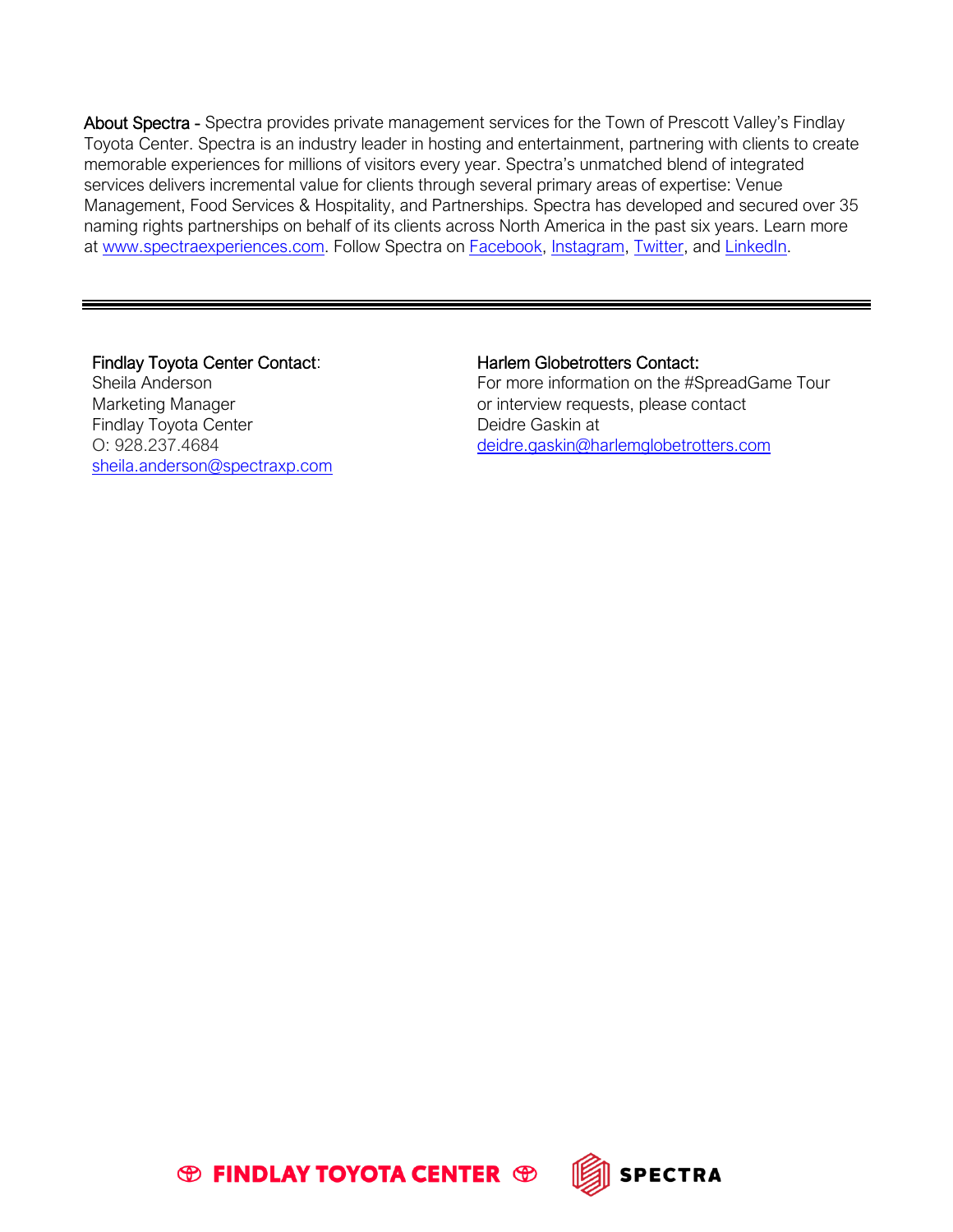**About Spectra -** Spectra provides private management services for the Town of Prescott Valley's Findlay Toyota Center. Spectra is an industry leader in hosting and entertainment, partnering with clients to create memorable experiences for millions of visitors every year. Spectra's unmatched blend of integrated services delivers incremental value for clients through several primary areas of expertise: Venue Management, Food Services & Hospitality, and Partnerships. Spectra has developed and secured over 35 naming rights partnerships on behalf of its clients across North America in the past six years. Learn more at [www.spectraexperiences.com](http://www.spectraexperiences.com). Follow Spectra on [Facebook](#), [Instagram](#), [Twitter](#), and [LinkedIn](#).

---

**Findlay Toyota Center Contact:**
Sheila Anderson
Marketing Manager
Findlay Toyota Center
O: 928.237.4684
[sheila.anderson@spectraxp.com](mailto:sheila.anderson@spectraxp.com)

**Harlem Globetrotters Contact:**
For more information on the #SpreadGame Tour or interview requests, please contact Deidre Gaskin at [deidre.gaskin@harlemglobetrotters.com](mailto:deidre.gaskin@harlemglobetrotters.com)

FINDLAY TOYOTA CENTER

SPECTRA